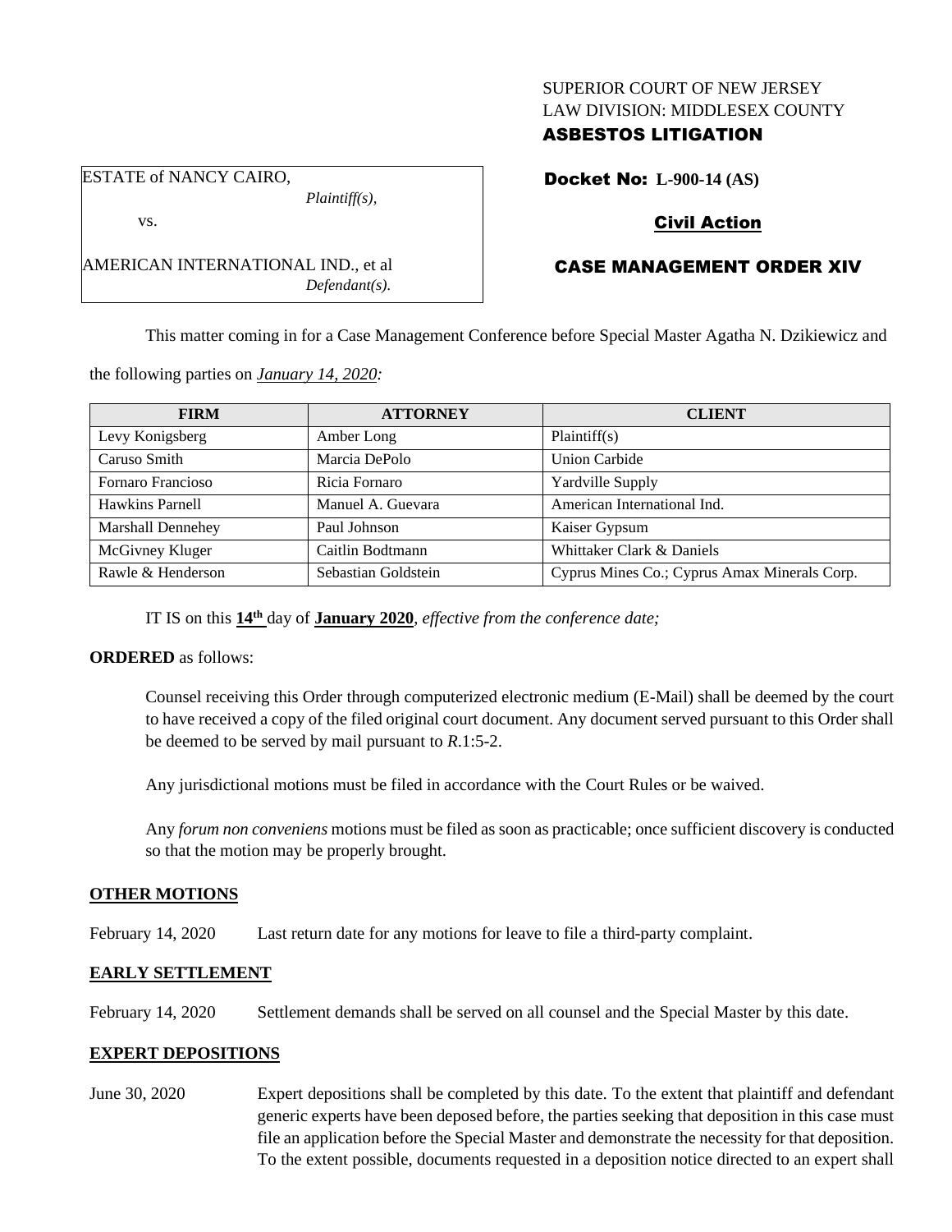SUPERIOR COURT OF NEW JERSEY
LAW DIVISION: MIDDLESEX COUNTY

**ASBESTOS LITIGATION**

ESTATE of NANCY CAIRO,
*Plaintiff(s),*

vs.

AMERICAN INTERNATIONAL IND., et al
*Defendant(s).*

**Docket No: L-900-14 (AS)**

**Civil Action**

**CASE MANAGEMENT ORDER XIV**

This matter coming in for a Case Management Conference before Special Master Agatha N. Dzikiewicz and the following parties on *January 14, 2020:*

| FIRM | ATTORNEY | CLIENT |
|---|---|---|
| Levy Konigsberg | Amber Long | Plaintiff(s) |
| Caruso Smith | Marcia DePolo | Union Carbide |
| Fornaro Francioso | Ricia Fornaro | Yardville Supply |
| Hawkins Parnell | Manuel A. Guevara | American International Ind. |
| Marshall Dennehey | Paul Johnson | Kaiser Gypsum |
| McGivney Kluger | Caitlin Bodtmann | Whittaker Clark & Daniels |
| Rawle & Henderson | Sebastian Goldstein | Cyprus Mines Co.; Cyprus Amax Minerals Corp. |

IT IS on this **14th** day of **January 2020**, *effective from the conference date;*

**ORDERED** as follows:

Counsel receiving this Order through computerized electronic medium (E-Mail) shall be deemed by the court to have received a copy of the filed original court document. Any document served pursuant to this Order shall be deemed to be served by mail pursuant to *R*.1:5-2.

Any jurisdictional motions must be filed in accordance with the Court Rules or be waived.

Any *forum non conveniens* motions must be filed as soon as practicable; once sufficient discovery is conducted so that the motion may be properly brought.

**OTHER MOTIONS**

February 14, 2020 Last return date for any motions for leave to file a third-party complaint.

**EARLY SETTLEMENT**

February 14, 2020 Settlement demands shall be served on all counsel and the Special Master by this date.

**EXPERT DEPOSITIONS**

June 30, 2020 Expert depositions shall be completed by this date. To the extent that plaintiff and defendant generic experts have been deposed before, the parties seeking that deposition in this case must file an application before the Special Master and demonstrate the necessity for that deposition. To the extent possible, documents requested in a deposition notice directed to an expert shall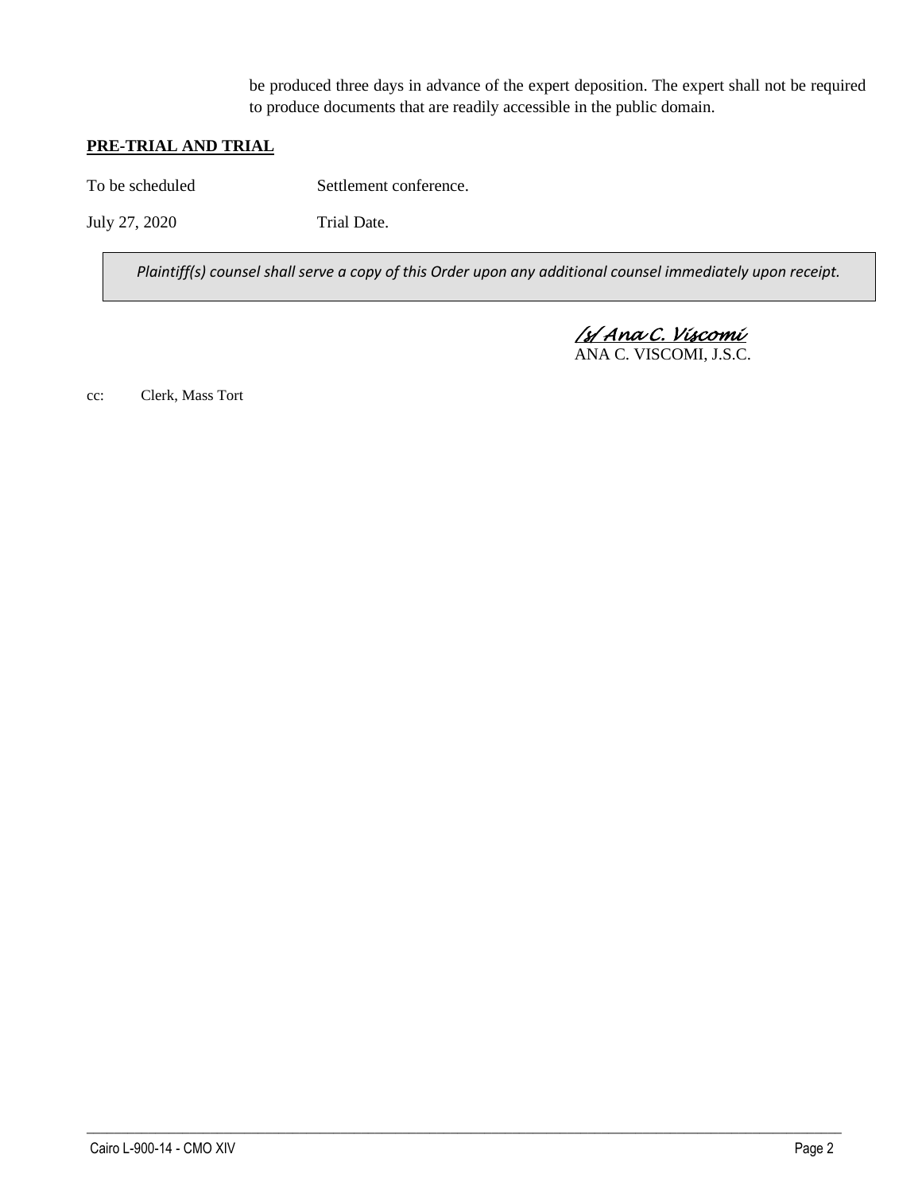be produced three days in advance of the expert deposition. The expert shall not be required to produce documents that are readily accessible in the public domain.

**PRE-TRIAL AND TRIAL**

| | |
|---|---|
| To be scheduled | Settlement conference. |
| July 27, 2020 | Trial Date. |

*Plaintiff(s) counsel shall serve a copy of this Order upon any additional counsel immediately upon receipt.*

/s/ Ana C. Viscomi
ANA C. VISCOMI, J.S.C.

cc: Clerk, Mass Tort